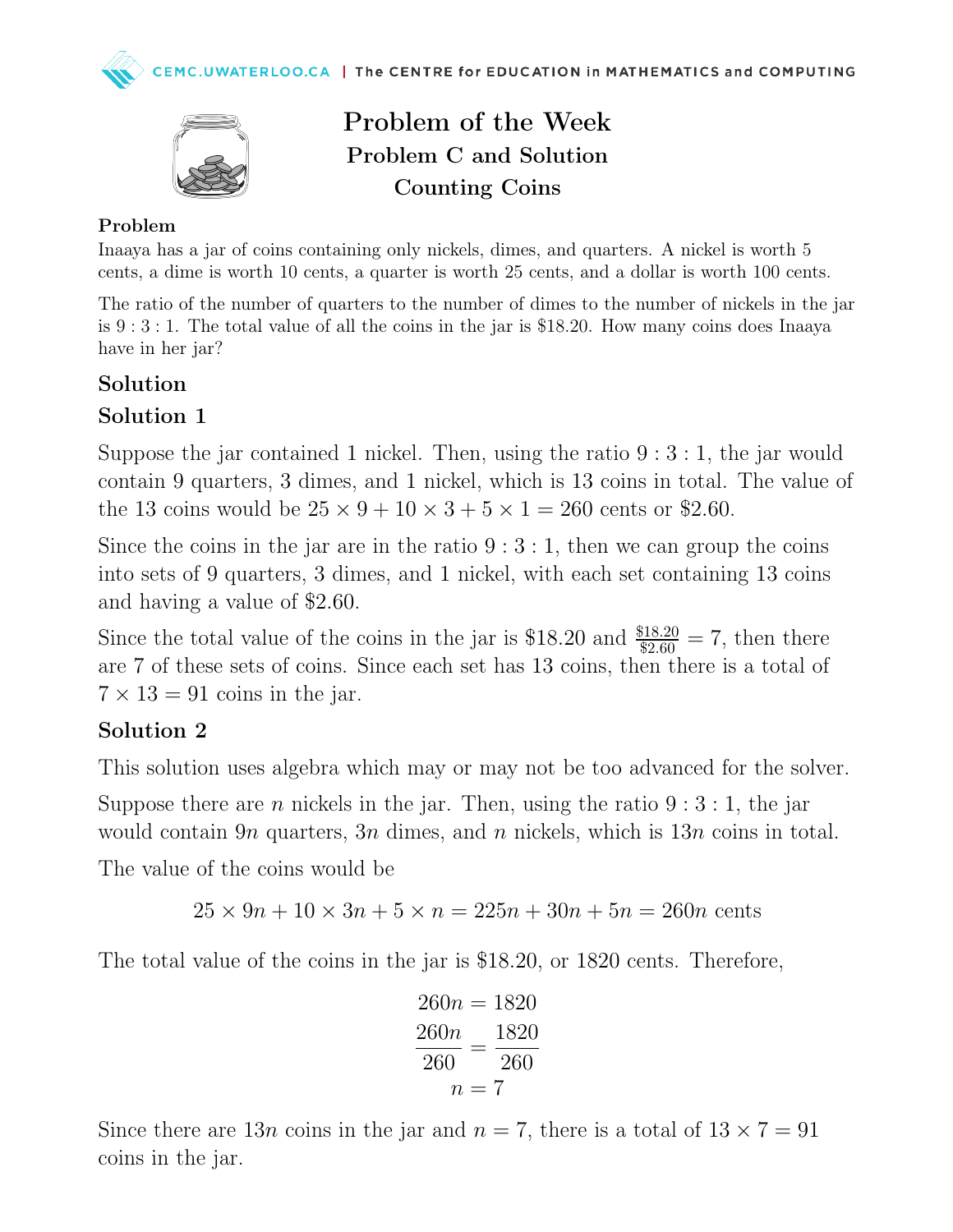# Problem of the Week
## Problem C and Solution
## Counting Coins

**Problem**

Inaaya has a jar of coins containing only nickels, dimes, and quarters. A nickel is worth 5 cents, a dime is worth 10 cents, a quarter is worth 25 cents, and a dollar is worth 100 cents.

The ratio of the number of quarters to the number of dimes to the number of nickels in the jar is $9 : 3 : 1$. The total value of all the coins in the jar is \$18.20. How many coins does Inaaya have in her jar?

## Solution

### Solution 1

Suppose the jar contained 1 nickel. Then, using the ratio $9 : 3 : 1$, the jar would contain 9 quarters, 3 dimes, and 1 nickel, which is 13 coins in total. The value of the 13 coins would be $25 \times 9 + 10 \times 3 + 5 \times 1 = 260$ cents or \$2.60.

Since the coins in the jar are in the ratio $9 : 3 : 1$, then we can group the coins into sets of 9 quarters, 3 dimes, and 1 nickel, with each set containing 13 coins and having a value of \$2.60.

Since the total value of the coins in the jar is \$18.20 and $\frac{\$18.20}{\$2.60} = 7$, then there are 7 of these sets of coins. Since each set has 13 coins, then there is a total of $7 \times 13 = 91$ coins in the jar.

### Solution 2

This solution uses algebra which may or may not be too advanced for the solver.

Suppose there are $n$ nickels in the jar. Then, using the ratio $9 : 3 : 1$, the jar would contain $9n$ quarters, $3n$ dimes, and $n$ nickels, which is $13n$ coins in total.

The value of the coins would be

$$25 \times 9n + 10 \times 3n + 5 \times n = 225n + 30n + 5n = 260n \text{ cents}$$

The total value of the coins in the jar is \$18.20, or 1820 cents. Therefore,

$$260n = 1820$$
$$\frac{260n}{260} = \frac{1820}{260}$$
$$n = 7$$

Since there are $13n$ coins in the jar and $n = 7$, there is a total of $13 \times 7 = 91$ coins in the jar.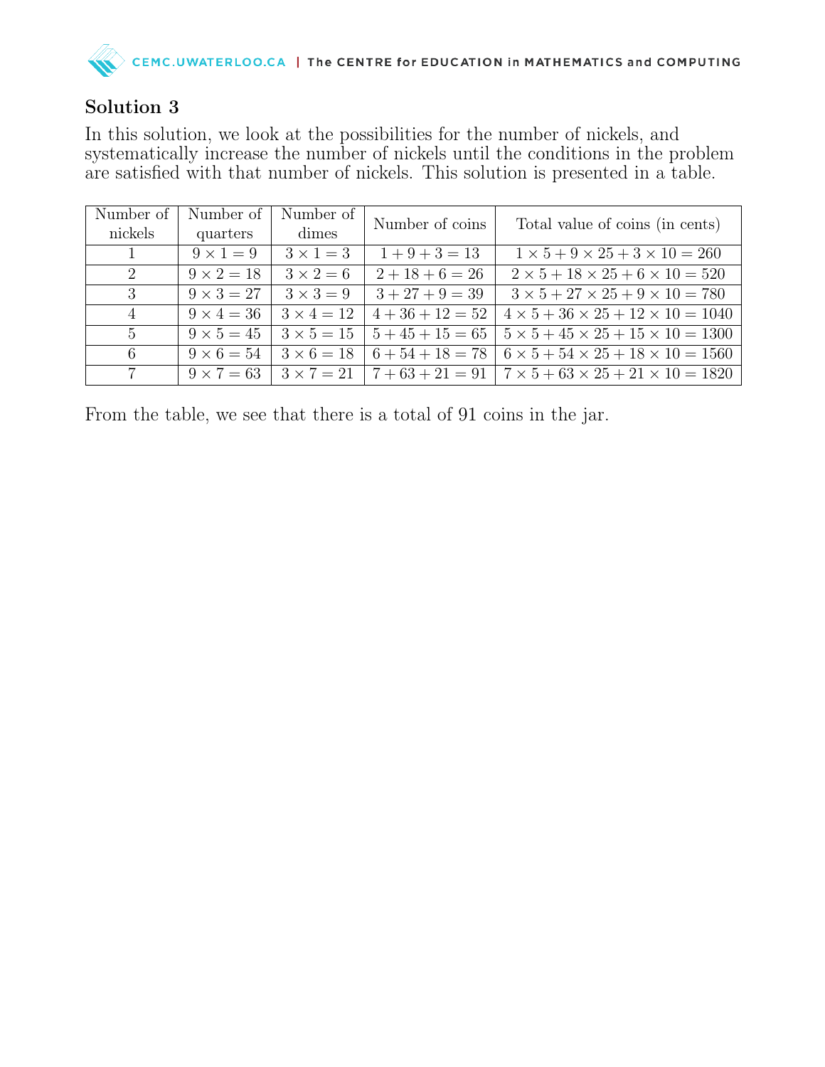**Solution 3**

In this solution, we look at the possibilities for the number of nickels, and systematically increase the number of nickels until the conditions in the problem are satisfied with that number of nickels. This solution is presented in a table.

| Number of nickels | Number of quarters | Number of dimes | Number of coins | Total value of coins (in cents) |
|---|---|---|---|---|
| 1 | $9 \times 1 = 9$ | $3 \times 1 = 3$ | $1 + 9 + 3 = 13$ | $1 \times 5 + 9 \times 25 + 3 \times 10 = 260$ |
| 2 | $9 \times 2 = 18$ | $3 \times 2 = 6$ | $2 + 18 + 6 = 26$ | $2 \times 5 + 18 \times 25 + 6 \times 10 = 520$ |
| 3 | $9 \times 3 = 27$ | $3 \times 3 = 9$ | $3 + 27 + 9 = 39$ | $3 \times 5 + 27 \times 25 + 9 \times 10 = 780$ |
| 4 | $9 \times 4 = 36$ | $3 \times 4 = 12$ | $4 + 36 + 12 = 52$ | $4 \times 5 + 36 \times 25 + 12 \times 10 = 1040$ |
| 5 | $9 \times 5 = 45$ | $3 \times 5 = 15$ | $5 + 45 + 15 = 65$ | $5 \times 5 + 45 \times 25 + 15 \times 10 = 1300$ |
| 6 | $9 \times 6 = 54$ | $3 \times 6 = 18$ | $6 + 54 + 18 = 78$ | $6 \times 5 + 54 \times 25 + 18 \times 10 = 1560$ |
| 7 | $9 \times 7 = 63$ | $3 \times 7 = 21$ | $7 + 63 + 21 = 91$ | $7 \times 5 + 63 \times 25 + 21 \times 10 = 1820$ |

From the table, we see that there is a total of 91 coins in the jar.